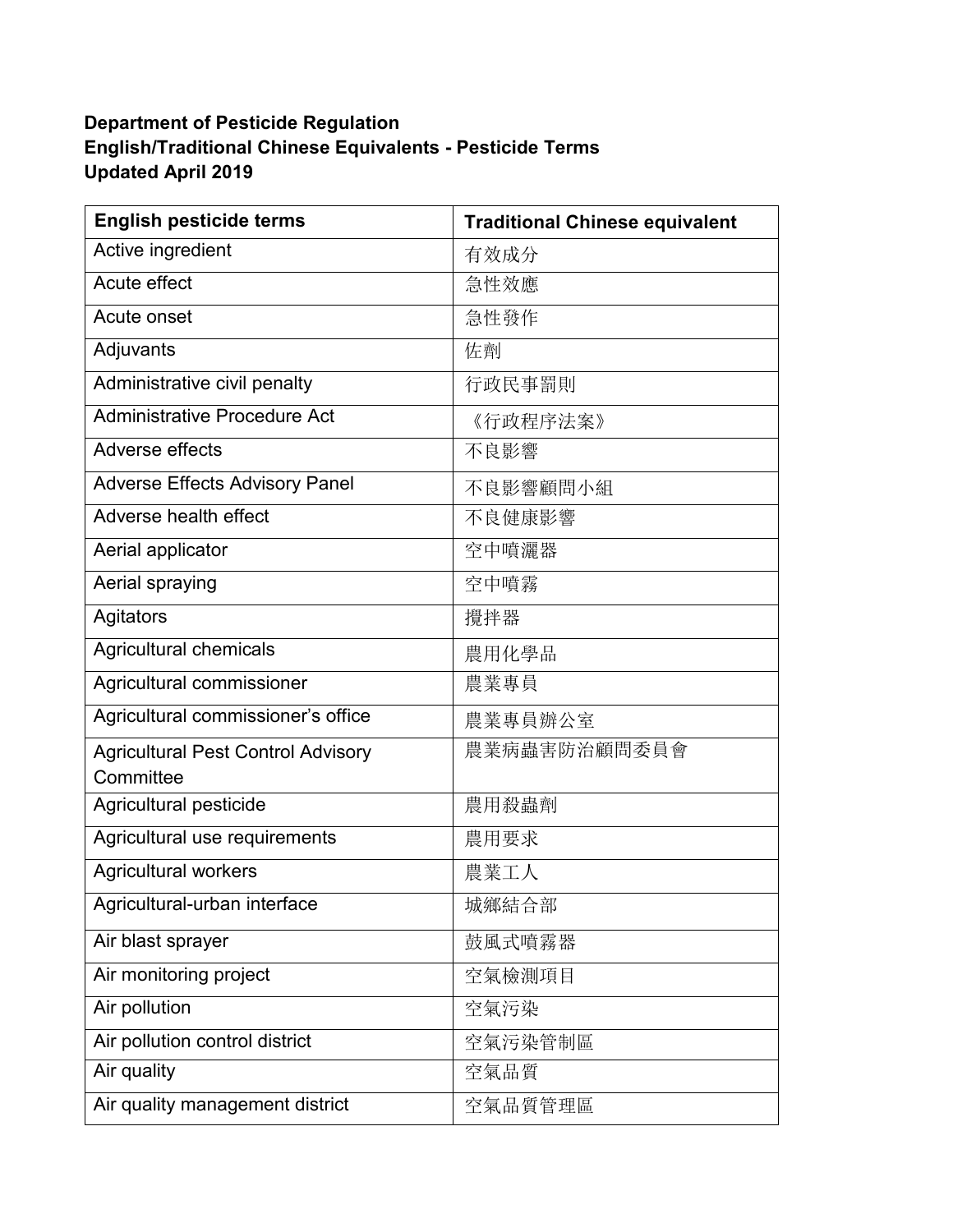**Department of Pesticide Regulation**
**English/Traditional Chinese Equivalents - Pesticide Terms**
**Updated April 2019**

| English pesticide terms | Traditional Chinese equivalent |
|---|---|
| Active ingredient | 有效成分 |
| Acute effect | 急性效應 |
| Acute onset | 急性發作 |
| Adjuvants | 佐劑 |
| Administrative civil penalty | 行政民事罰則 |
| Administrative Procedure Act | 《行政程序法案》 |
| Adverse effects | 不良影響 |
| Adverse Effects Advisory Panel | 不良影響顧問小組 |
| Adverse health effect | 不良健康影響 |
| Aerial applicator | 空中噴灑器 |
| Aerial spraying | 空中噴霧 |
| Agitators | 攪拌器 |
| Agricultural chemicals | 農用化學品 |
| Agricultural commissioner | 農業專員 |
| Agricultural commissioner's office | 農業專員辦公室 |
| Agricultural Pest Control Advisory Committee | 農業病蟲害防治顧問委員會 |
| Agricultural pesticide | 農用殺蟲劑 |
| Agricultural use requirements | 農用要求 |
| Agricultural workers | 農業工人 |
| Agricultural-urban interface | 城鄉結合部 |
| Air blast sprayer | 鼓風式噴霧器 |
| Air monitoring project | 空氣檢測項目 |
| Air pollution | 空氣污染 |
| Air pollution control district | 空氣污染管制區 |
| Air quality | 空氣品質 |
| Air quality management district | 空氣品質管理區 |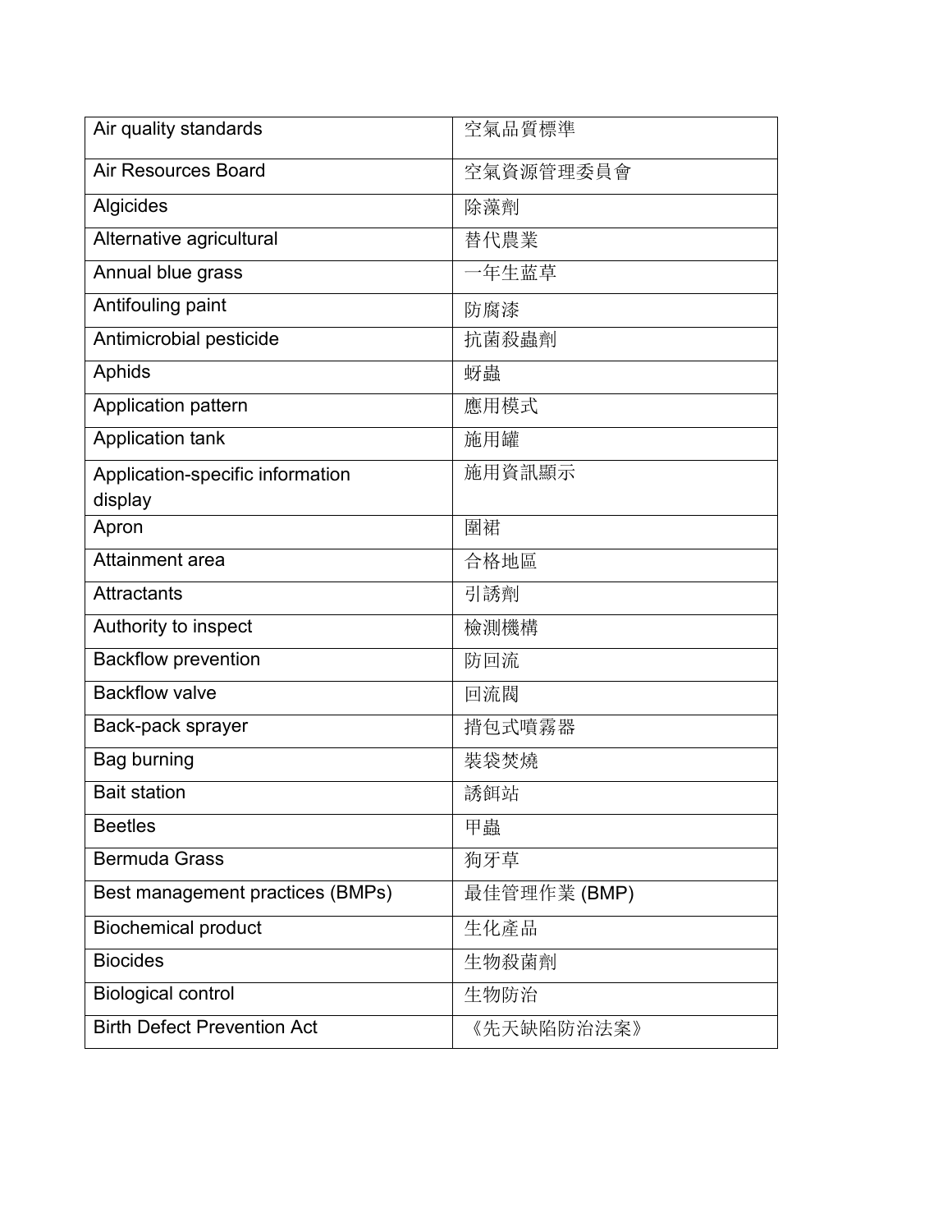| Air quality standards | 空氣品質標準 |
|---|---|
| Air Resources Board | 空氣資源管理委員會 |
| Algicides | 除藻劑 |
| Alternative agricultural | 替代農業 |
| Annual blue grass | 一年生藍草 |
| Antifouling paint | 防腐漆 |
| Antimicrobial pesticide | 抗菌殺蟲劑 |
| Aphids | 蚜蟲 |
| Application pattern | 應用模式 |
| Application tank | 施用罐 |
| Application-specific information display | 施用資訊顯示 |
| Apron | 圍裙 |
| Attainment area | 合格地區 |
| Attractants | 引誘劑 |
| Authority to inspect | 檢測機構 |
| Backflow prevention | 防回流 |
| Backflow valve | 回流閥 |
| Back-pack sprayer | 揹包式噴霧器 |
| Bag burning | 裝袋焚燒 |
| Bait station | 誘餌站 |
| Beetles | 甲蟲 |
| Bermuda Grass | 狗牙草 |
| Best management practices (BMPs) | 最佳管理作業 (BMP) |
| Biochemical product | 生化產品 |
| Biocides | 生物殺菌劑 |
| Biological control | 生物防治 |
| Birth Defect Prevention Act | 《先天缺陷防治法案》 |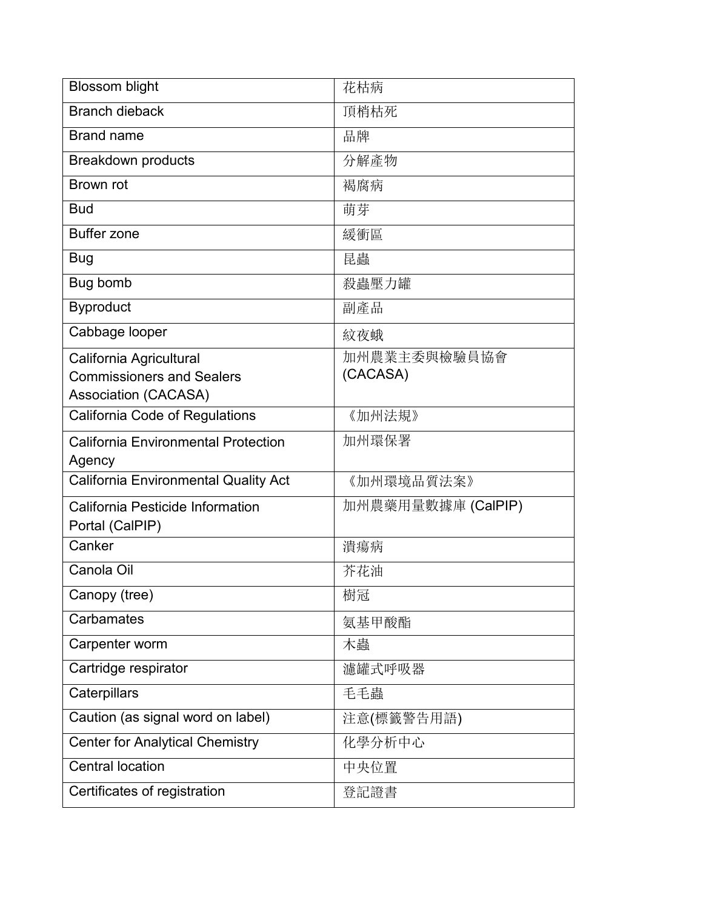| Blossom blight | 花枯病 |
|---|---|
| Branch dieback | 頂梢枯死 |
| Brand name | 品牌 |
| Breakdown products | 分解產物 |
| Brown rot | 褐腐病 |
| Bud | 萌芽 |
| Buffer zone | 緩衝區 |
| Bug | 昆蟲 |
| Bug bomb | 殺蟲壓力罐 |
| Byproduct | 副產品 |
| Cabbage looper | 紋夜蛾 |
| California Agricultural Commissioners and Sealers Association (CACASA) | 加州農業主委與檢驗員協會 (CACASA) |
| California Code of Regulations | 《加州法規》 |
| California Environmental Protection Agency | 加州環保署 |
| California Environmental Quality Act | 《加州環境品質法案》 |
| California Pesticide Information Portal (CalPIP) | 加州農藥用量數據庫 (CalPIP) |
| Canker | 潰瘍病 |
| Canola Oil | 芥花油 |
| Canopy (tree) | 樹冠 |
| Carbamates | 氨基甲酸酯 |
| Carpenter worm | 木蟲 |
| Cartridge respirator | 濾罐式呼吸器 |
| Caterpillars | 毛毛蟲 |
| Caution (as signal word on label) | 注意(標籤警告用語) |
| Center for Analytical Chemistry | 化學分析中心 |
| Central location | 中央位置 |
| Certificates of registration | 登記證書 |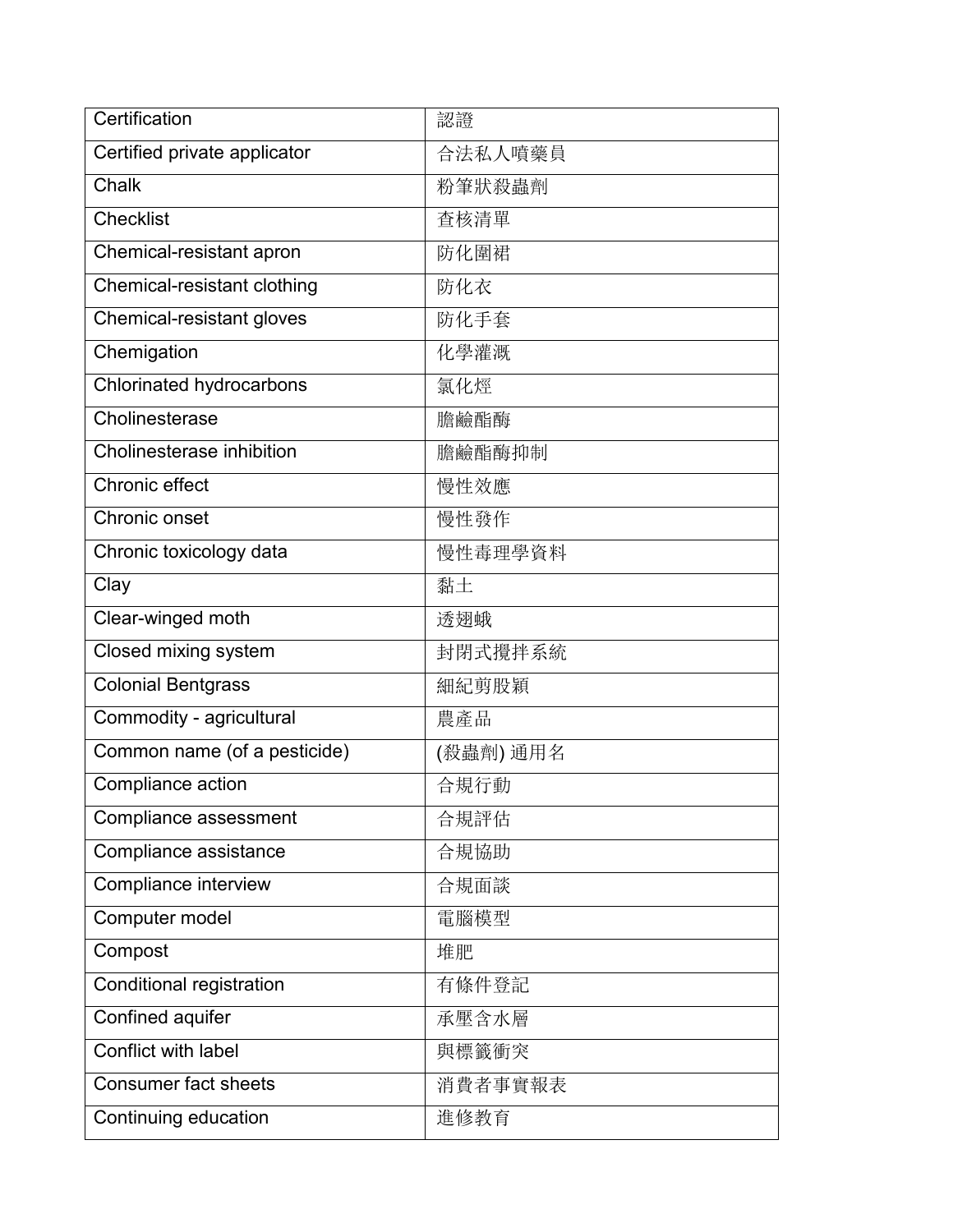| Certification | 認證 |
|---|---|
| Certified private applicator | 合法私人噴藥員 |
| Chalk | 粉筆狀殺蟲劑 |
| Checklist | 查核清單 |
| Chemical-resistant apron | 防化圍裙 |
| Chemical-resistant clothing | 防化衣 |
| Chemical-resistant gloves | 防化手套 |
| Chemigation | 化學灌溉 |
| Chlorinated hydrocarbons | 氯化烴 |
| Cholinesterase | 膽鹼酯酶 |
| Cholinesterase inhibition | 膽鹼酯酶抑制 |
| Chronic effect | 慢性效應 |
| Chronic onset | 慢性發作 |
| Chronic toxicology data | 慢性毒理學資料 |
| Clay | 黏土 |
| Clear-winged moth | 透翅蛾 |
| Closed mixing system | 封閉式攪拌系統 |
| Colonial Bentgrass | 細紀剪股穎 |
| Commodity - agricultural | 農產品 |
| Common name (of a pesticide) | (殺蟲劑) 通用名 |
| Compliance action | 合規行動 |
| Compliance assessment | 合規評估 |
| Compliance assistance | 合規協助 |
| Compliance interview | 合規面談 |
| Computer model | 電腦模型 |
| Compost | 堆肥 |
| Conditional registration | 有條件登記 |
| Confined aquifer | 承壓含水層 |
| Conflict with label | 與標籤衝突 |
| Consumer fact sheets | 消費者事實報表 |
| Continuing education | 進修教育 |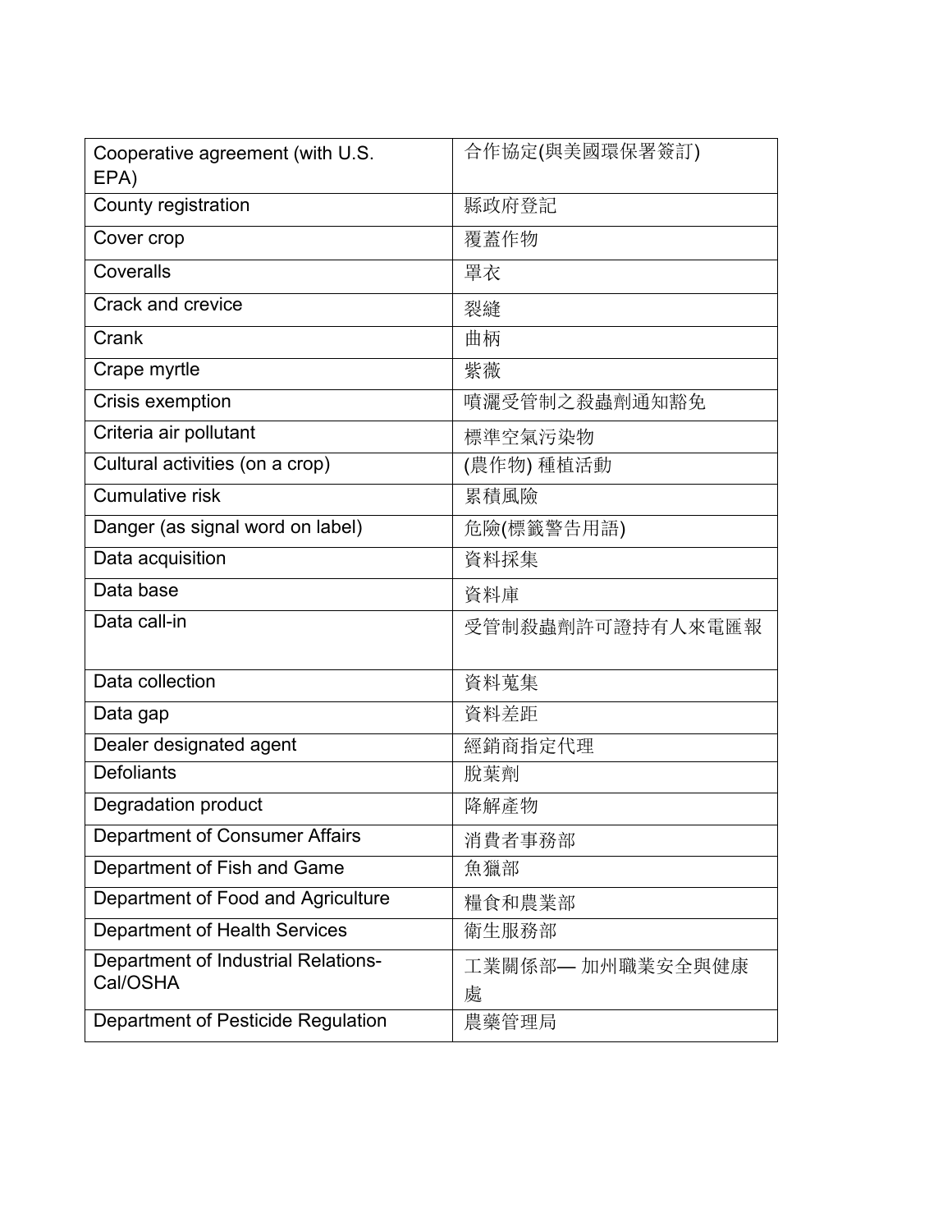| Cooperative agreement (with U.S. EPA) | 合作協定(與美國環保署簽訂) |
|---|---|
| County registration | 縣政府登記 |
| Cover crop | 覆蓋作物 |
| Coveralls | 罩衣 |
| Crack and crevice | 裂縫 |
| Crank | 曲柄 |
| Crape myrtle | 紫薇 |
| Crisis exemption | 噴灑受管制之殺蟲劑通知豁免 |
| Criteria air pollutant | 標準空氣污染物 |
| Cultural activities (on a crop) | (農作物) 種植活動 |
| Cumulative risk | 累積風險 |
| Danger (as signal word on label) | 危險(標籤警告用語) |
| Data acquisition | 資料採集 |
| Data base | 資料庫 |
| Data call-in | 受管制殺蟲劑許可證持有人來電匯報 |
| Data collection | 資料蒐集 |
| Data gap | 資料差距 |
| Dealer designated agent | 經銷商指定代理 |
| Defoliants | 脫葉劑 |
| Degradation product | 降解產物 |
| Department of Consumer Affairs | 消費者事務部 |
| Department of Fish and Game | 魚獵部 |
| Department of Food and Agriculture | 糧食和農業部 |
| Department of Health Services | 衛生服務部 |
| Department of Industrial Relations-Cal/OSHA | 工業關係部— 加州職業安全與健康處 |
| Department of Pesticide Regulation | 農藥管理局 |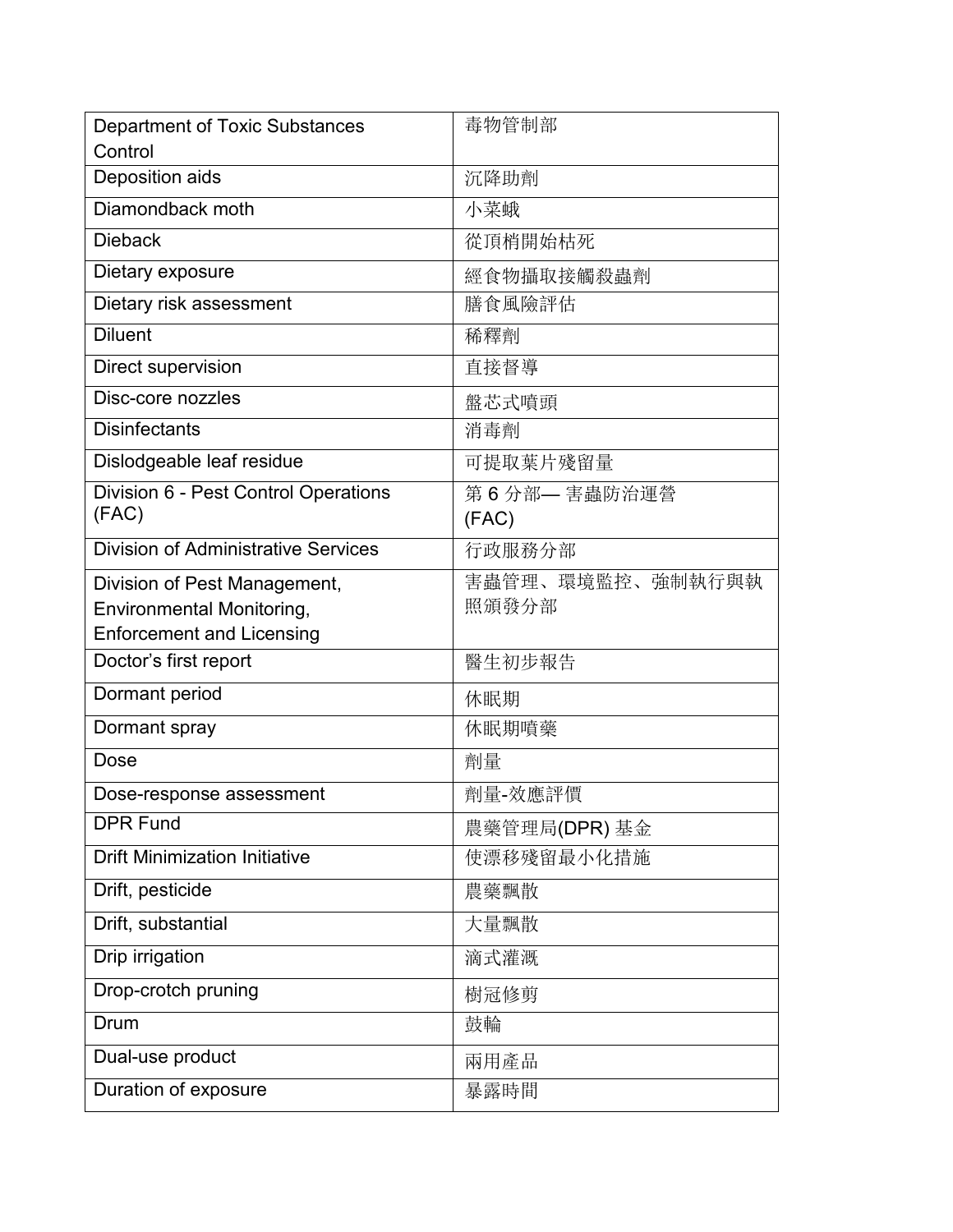| Department of Toxic Substances Control | 毒物管制部 |
|---|---|
| Deposition aids | 沉降助劑 |
| Diamondback moth | 小菜蛾 |
| Dieback | 從頂梢開始枯死 |
| Dietary exposure | 經食物攝取接觸殺蟲劑 |
| Dietary risk assessment | 膳食風險評估 |
| Diluent | 稀釋劑 |
| Direct supervision | 直接督導 |
| Disc-core nozzles | 盤芯式噴頭 |
| Disinfectants | 消毒劑 |
| Dislodgeable leaf residue | 可提取葉片殘留量 |
| Division 6 - Pest Control Operations (FAC) | 第 6 分部— 害蟲防治運營 (FAC) |
| Division of Administrative Services | 行政服務分部 |
| Division of Pest Management, Environmental Monitoring, Enforcement and Licensing | 害蟲管理、環境監控、強制執行與執照頒發分部 |
| Doctor's first report | 醫生初步報告 |
| Dormant period | 休眠期 |
| Dormant spray | 休眠期噴藥 |
| Dose | 劑量 |
| Dose-response assessment | 劑量-效應評價 |
| DPR Fund | 農藥管理局(DPR) 基金 |
| Drift Minimization Initiative | 使漂移殘留最小化措施 |
| Drift, pesticide | 農藥飄散 |
| Drift, substantial | 大量飄散 |
| Drip irrigation | 滴式灌溉 |
| Drop-crotch pruning | 樹冠修剪 |
| Drum | 鼓輪 |
| Dual-use product | 兩用產品 |
| Duration of exposure | 暴露時間 |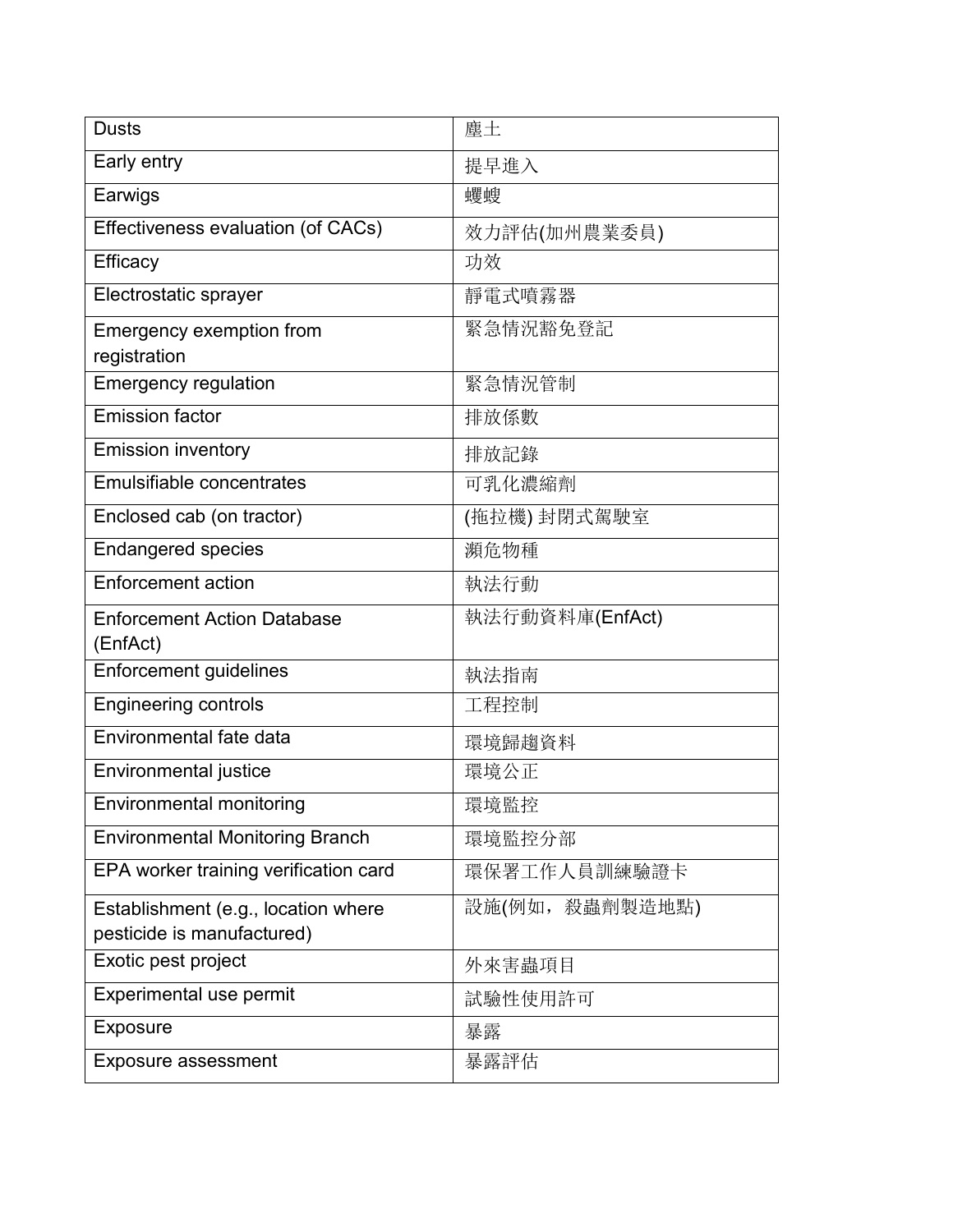| Dusts | 塵土 |
|---|---|
| Early entry | 提早進入 |
| Earwigs | 蠼螋 |
| Effectiveness evaluation (of CACs) | 效力評估(加州農業委員) |
| Efficacy | 功效 |
| Electrostatic sprayer | 靜電式噴霧器 |
| Emergency exemption from registration | 緊急情況豁免登記 |
| Emergency regulation | 緊急情況管制 |
| Emission factor | 排放係數 |
| Emission inventory | 排放記錄 |
| Emulsifiable concentrates | 可乳化濃縮劑 |
| Enclosed cab (on tractor) | (拖拉機) 封閉式駕駛室 |
| Endangered species | 瀕危物種 |
| Enforcement action | 執法行動 |
| Enforcement Action Database (EnfAct) | 執法行動資料庫(EnfAct) |
| Enforcement guidelines | 執法指南 |
| Engineering controls | 工程控制 |
| Environmental fate data | 環境歸趨資料 |
| Environmental justice | 環境公正 |
| Environmental monitoring | 環境監控 |
| Environmental Monitoring Branch | 環境監控分部 |
| EPA worker training verification card | 環保署工作人員訓練驗證卡 |
| Establishment (e.g., location where pesticide is manufactured) | 設施(例如，殺蟲劑製造地點) |
| Exotic pest project | 外來害蟲項目 |
| Experimental use permit | 試驗性使用許可 |
| Exposure | 暴露 |
| Exposure assessment | 暴露評估 |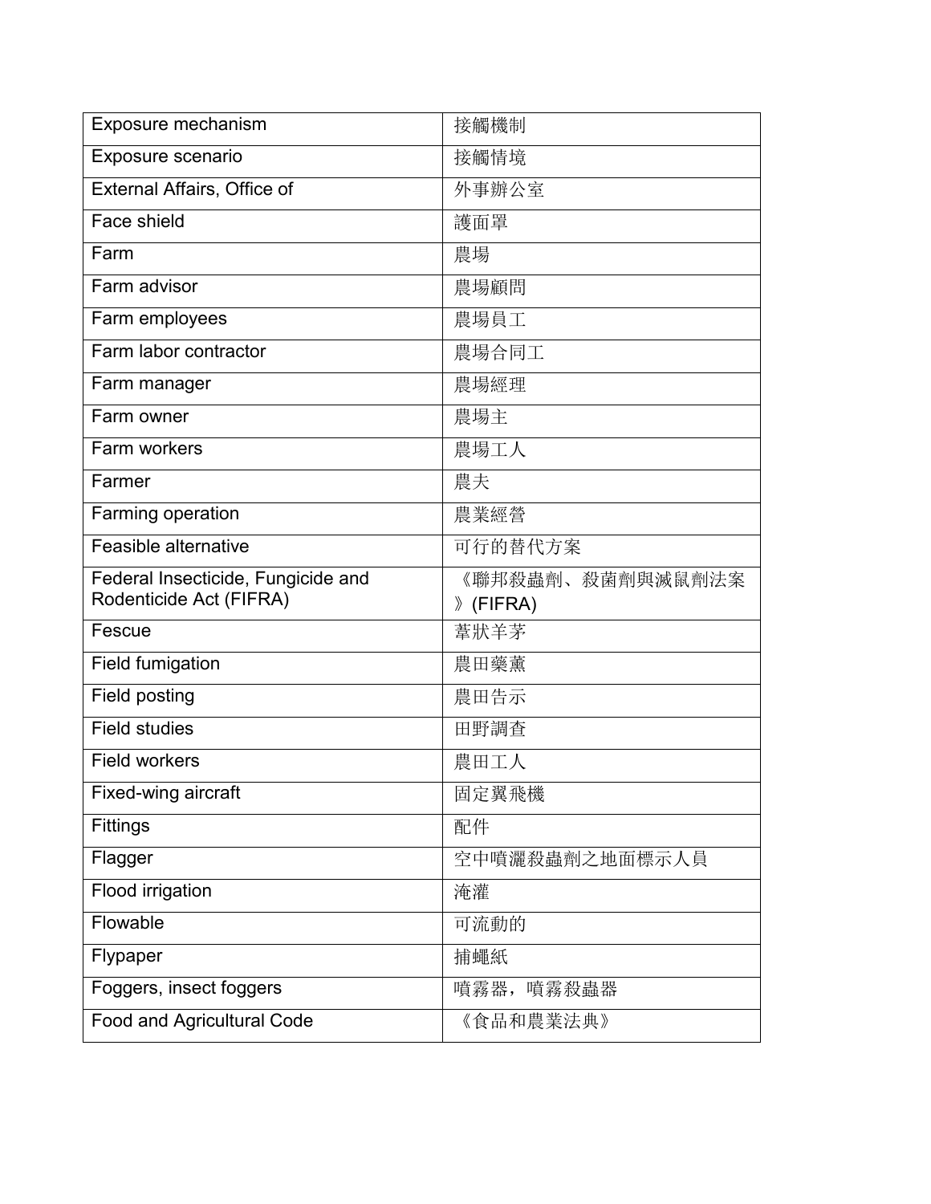| Exposure mechanism | 接觸機制 |
|---|---|
| Exposure scenario | 接觸情境 |
| External Affairs, Office of | 外事辦公室 |
| Face shield | 護面罩 |
| Farm | 農場 |
| Farm advisor | 農場顧問 |
| Farm employees | 農場員工 |
| Farm labor contractor | 農場合同工 |
| Farm manager | 農場經理 |
| Farm owner | 農場主 |
| Farm workers | 農場工人 |
| Farmer | 農夫 |
| Farming operation | 農業經營 |
| Feasible alternative | 可行的替代方案 |
| Federal Insecticide, Fungicide and Rodenticide Act (FIFRA) | 《聯邦殺蟲劑、殺菌劑與滅鼠劑法案》(FIFRA) |
| Fescue | 葦狀羊茅 |
| Field fumigation | 農田藥薰 |
| Field posting | 農田告示 |
| Field studies | 田野調查 |
| Field workers | 農田工人 |
| Fixed-wing aircraft | 固定翼飛機 |
| Fittings | 配件 |
| Flagger | 空中噴灑殺蟲劑之地面標示人員 |
| Flood irrigation | 淹灌 |
| Flowable | 可流動的 |
| Flypaper | 捕蠅紙 |
| Foggers, insect foggers | 噴霧器，噴霧殺蟲器 |
| Food and Agricultural Code | 《食品和農業法典》 |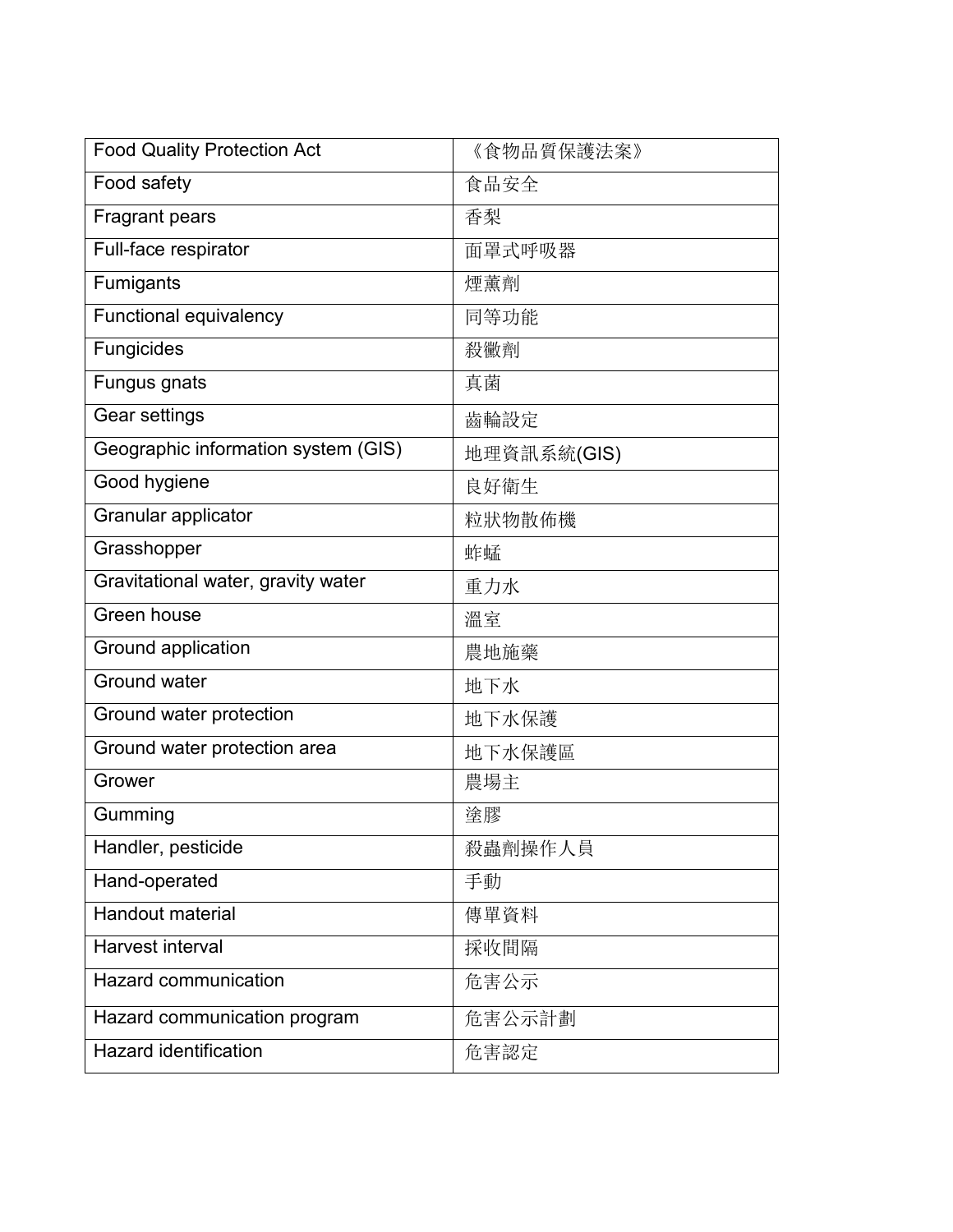| Food Quality Protection Act | 《食物品質保護法案》 |
| --- | --- |
| Food safety | 食品安全 |
| Fragrant pears | 香梨 |
| Full-face respirator | 面罩式呼吸器 |
| Fumigants | 煙薰劑 |
| Functional equivalency | 同等功能 |
| Fungicides | 殺黴劑 |
| Fungus gnats | 真菌 |
| Gear settings | 齒輪設定 |
| Geographic information system (GIS) | 地理資訊系統(GIS) |
| Good hygiene | 良好衛生 |
| Granular applicator | 粒狀物散佈機 |
| Grasshopper | 蚱蜢 |
| Gravitational water, gravity water | 重力水 |
| Green house | 溫室 |
| Ground application | 農地施藥 |
| Ground water | 地下水 |
| Ground water protection | 地下水保護 |
| Ground water protection area | 地下水保護區 |
| Grower | 農場主 |
| Gumming | 塗膠 |
| Handler, pesticide | 殺蟲劑操作人員 |
| Hand-operated | 手動 |
| Handout material | 傳單資料 |
| Harvest interval | 採收間隔 |
| Hazard communication | 危害公示 |
| Hazard communication program | 危害公示計劃 |
| Hazard identification | 危害認定 |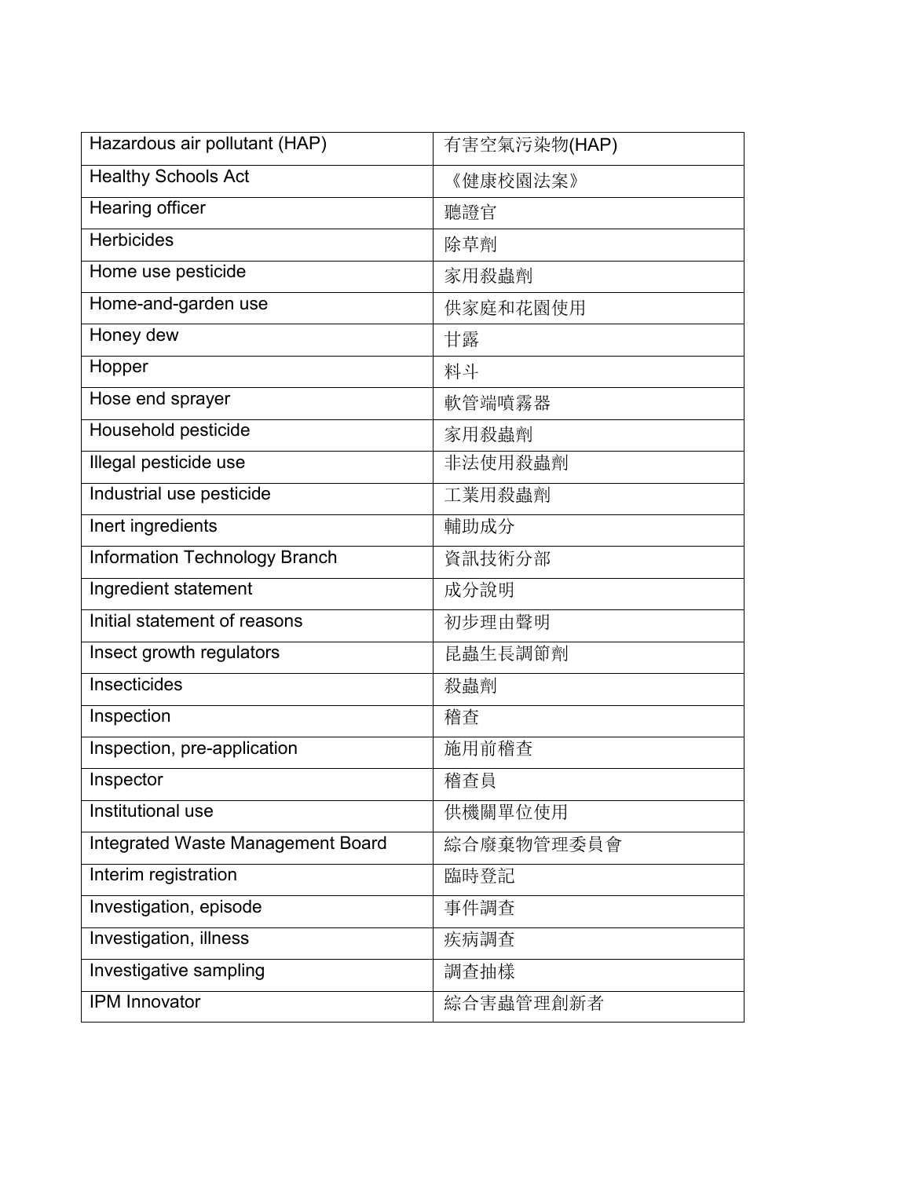| Hazardous air pollutant (HAP) | 有害空氣污染物(HAP) |
|---|---|
| Healthy Schools Act | 《健康校園法案》 |
| Hearing officer | 聽證官 |
| Herbicides | 除草劑 |
| Home use pesticide | 家用殺蟲劑 |
| Home-and-garden use | 供家庭和花園使用 |
| Honey dew | 甘露 |
| Hopper | 料斗 |
| Hose end sprayer | 軟管端噴霧器 |
| Household pesticide | 家用殺蟲劑 |
| Illegal pesticide use | 非法使用殺蟲劑 |
| Industrial use pesticide | 工業用殺蟲劑 |
| Inert ingredients | 輔助成分 |
| Information Technology Branch | 資訊技術分部 |
| Ingredient statement | 成分說明 |
| Initial statement of reasons | 初步理由聲明 |
| Insect growth regulators | 昆蟲生長調節劑 |
| Insecticides | 殺蟲劑 |
| Inspection | 稽查 |
| Inspection, pre-application | 施用前稽查 |
| Inspector | 稽查員 |
| Institutional use | 供機關單位使用 |
| Integrated Waste Management Board | 綜合廢棄物管理委員會 |
| Interim registration | 臨時登記 |
| Investigation, episode | 事件調查 |
| Investigation, illness | 疾病調查 |
| Investigative sampling | 調查抽樣 |
| IPM Innovator | 綜合害蟲管理創新者 |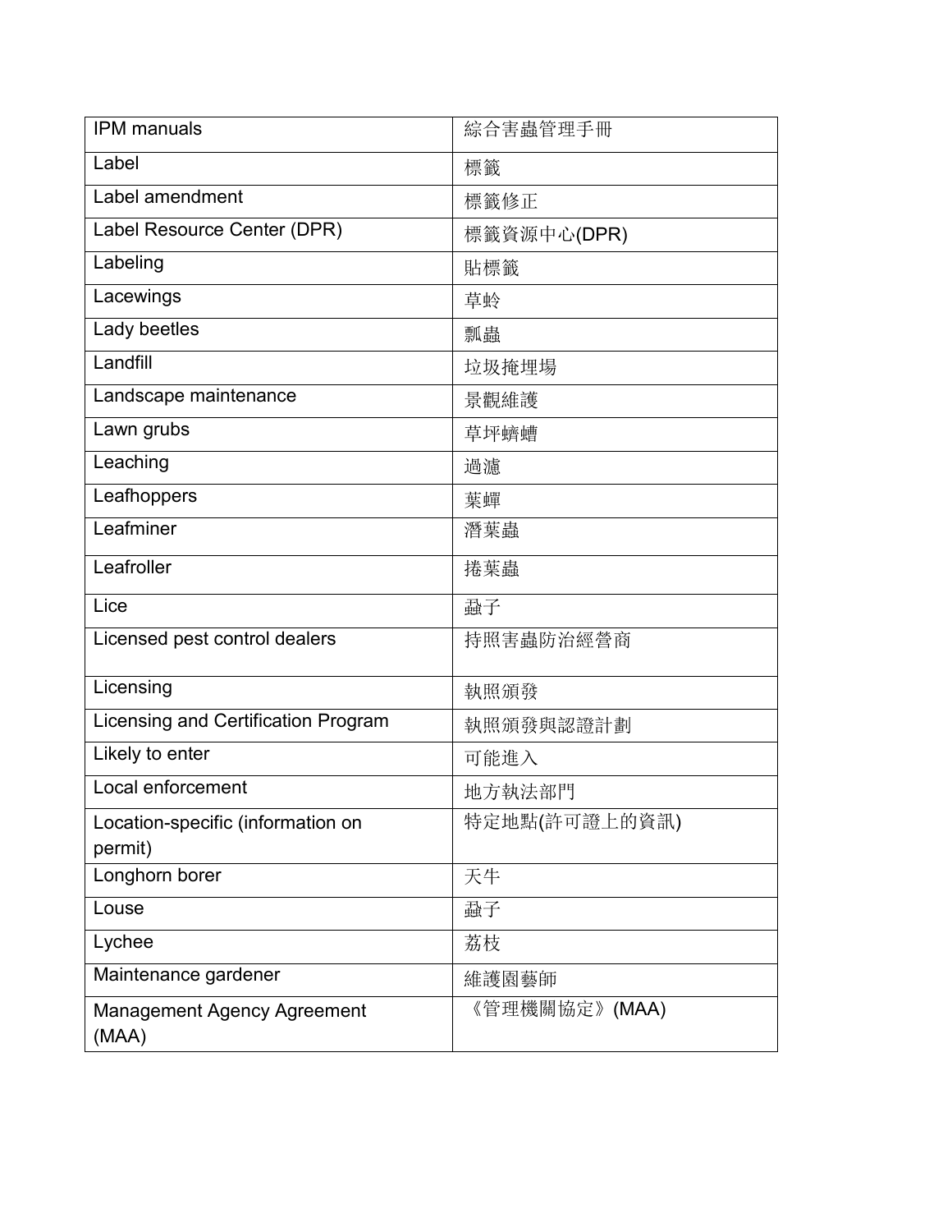| IPM manuals | 綜合害蟲管理手冊 |
|---|---|
| Label | 標籤 |
| Label amendment | 標籤修正 |
| Label Resource Center (DPR) | 標籤資源中心(DPR) |
| Labeling | 貼標籤 |
| Lacewings | 草蛉 |
| Lady beetles | 瓢蟲 |
| Landfill | 垃圾掩埋場 |
| Landscape maintenance | 景觀維護 |
| Lawn grubs | 草坪蠐螬 |
| Leaching | 過濾 |
| Leafhoppers | 葉蟬 |
| Leafminer | 潛葉蟲 |
| Leafroller | 捲葉蟲 |
| Lice | 蝨子 |
| Licensed pest control dealers | 持照害蟲防治經營商 |
| Licensing | 執照頒發 |
| Licensing and Certification Program | 執照頒發與認證計劃 |
| Likely to enter | 可能進入 |
| Local enforcement | 地方執法部門 |
| Location-specific (information on permit) | 特定地點(許可證上的資訊) |
| Longhorn borer | 天牛 |
| Louse | 蝨子 |
| Lychee | 荔枝 |
| Maintenance gardener | 維護園藝師 |
| Management Agency Agreement (MAA) | 《管理機關協定》(MAA) |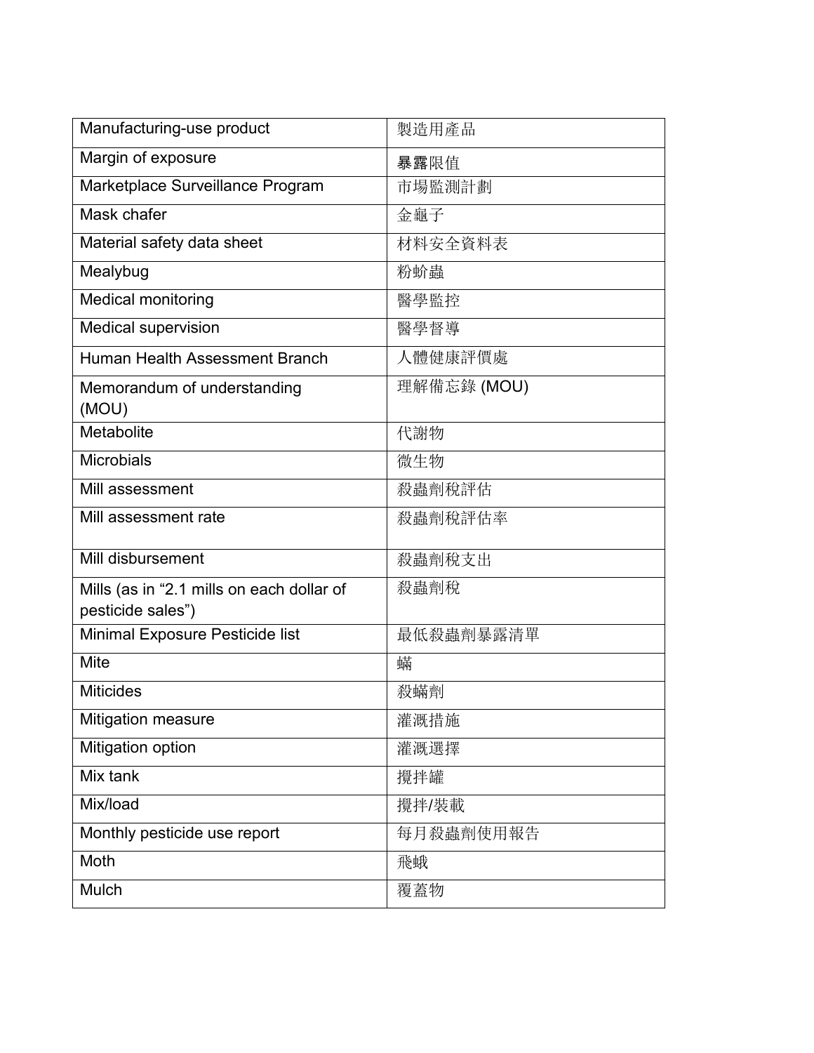| Manufacturing-use product | 製造用產品 |
|---|---|
| Margin of exposure | 暴露限值 |
| Marketplace Surveillance Program | 市場監測計劃 |
| Mask chafer | 金龜子 |
| Material safety data sheet | 材料安全資料表 |
| Mealybug | 粉蚧蟲 |
| Medical monitoring | 醫學監控 |
| Medical supervision | 醫學督導 |
| Human Health Assessment Branch | 人體健康評價處 |
| Memorandum of understanding (MOU) | 理解備忘錄 (MOU) |
| Metabolite | 代謝物 |
| Microbials | 微生物 |
| Mill assessment | 殺蟲劑稅評估 |
| Mill assessment rate | 殺蟲劑稅評估率 |
| Mill disbursement | 殺蟲劑稅支出 |
| Mills (as in "2.1 mills on each dollar of pesticide sales") | 殺蟲劑稅 |
| Minimal Exposure Pesticide list | 最低殺蟲劑暴露清單 |
| Mite | 蟎 |
| Miticides | 殺蟎劑 |
| Mitigation measure | 灌溉措施 |
| Mitigation option | 灌溉選擇 |
| Mix tank | 攪拌罐 |
| Mix/load | 攪拌/裝載 |
| Monthly pesticide use report | 每月殺蟲劑使用報告 |
| Moth | 飛蛾 |
| Mulch | 覆蓋物 |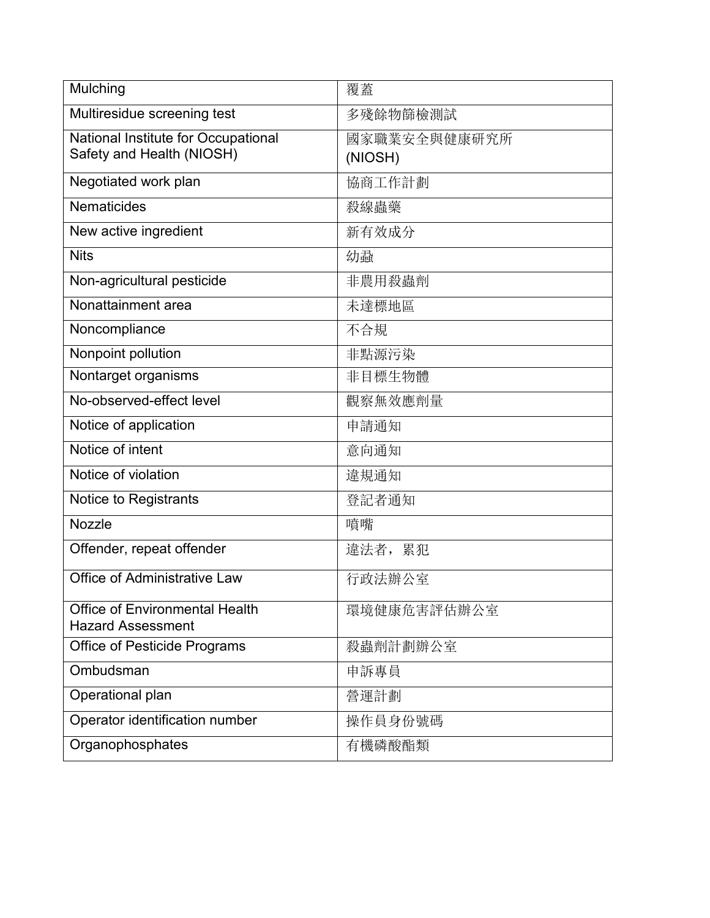| Mulching | 覆蓋 |
|---|---|
| Multiresidue screening test | 多殘餘物篩檢測試 |
| National Institute for Occupational Safety and Health (NIOSH) | 國家職業安全與健康研究所 (NIOSH) |
| Negotiated work plan | 協商工作計劃 |
| Nematicides | 殺線蟲藥 |
| New active ingredient | 新有效成分 |
| Nits | 幼蝨 |
| Non-agricultural pesticide | 非農用殺蟲劑 |
| Nonattainment area | 未達標地區 |
| Noncompliance | 不合規 |
| Nonpoint pollution | 非點源污染 |
| Nontarget organisms | 非目標生物體 |
| No-observed-effect level | 觀察無效應劑量 |
| Notice of application | 申請通知 |
| Notice of intent | 意向通知 |
| Notice of violation | 違規通知 |
| Notice to Registrants | 登記者通知 |
| Nozzle | 噴嘴 |
| Offender, repeat offender | 違法者，累犯 |
| Office of Administrative Law | 行政法辦公室 |
| Office of Environmental Health Hazard Assessment | 環境健康危害評估辦公室 |
| Office of Pesticide Programs | 殺蟲劑計劃辦公室 |
| Ombudsman | 申訴專員 |
| Operational plan | 營運計劃 |
| Operator identification number | 操作員身份號碼 |
| Organophosphates | 有機磷酸酯類 |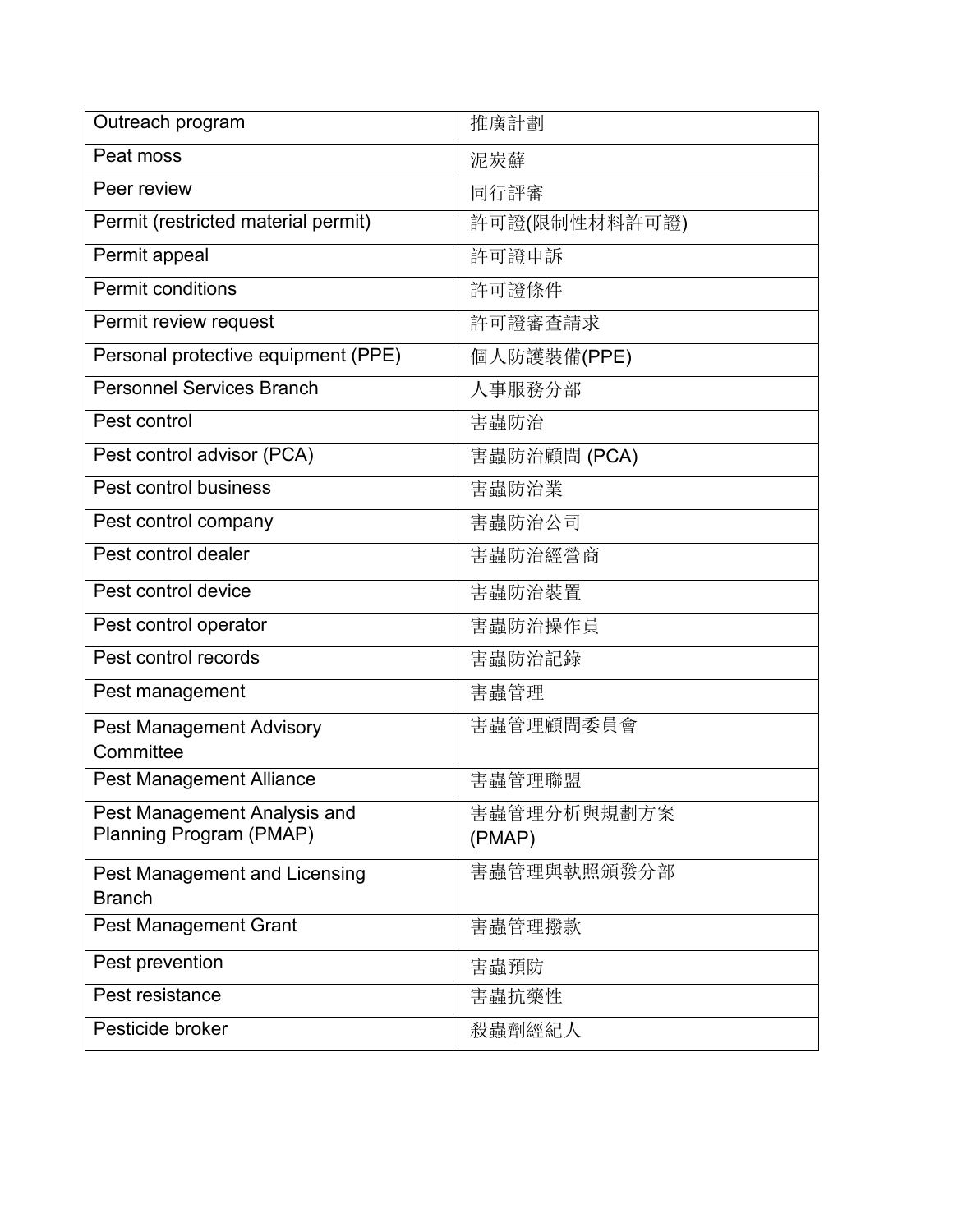| Outreach program | 推廣計劃 |
| --- | --- |
| Peat moss | 泥炭蘚 |
| Peer review | 同行評審 |
| Permit (restricted material permit) | 許可證(限制性材料許可證) |
| Permit appeal | 許可證申訴 |
| Permit conditions | 許可證條件 |
| Permit review request | 許可證審查請求 |
| Personal protective equipment (PPE) | 個人防護裝備(PPE) |
| Personnel Services Branch | 人事服務分部 |
| Pest control | 害蟲防治 |
| Pest control advisor (PCA) | 害蟲防治顧問 (PCA) |
| Pest control business | 害蟲防治業 |
| Pest control company | 害蟲防治公司 |
| Pest control dealer | 害蟲防治經營商 |
| Pest control device | 害蟲防治裝置 |
| Pest control operator | 害蟲防治操作員 |
| Pest control records | 害蟲防治記錄 |
| Pest management | 害蟲管理 |
| Pest Management Advisory Committee | 害蟲管理顧問委員會 |
| Pest Management Alliance | 害蟲管理聯盟 |
| Pest Management Analysis and Planning Program (PMAP) | 害蟲管理分析與規劃方案 (PMAP) |
| Pest Management and Licensing Branch | 害蟲管理與執照頒發分部 |
| Pest Management Grant | 害蟲管理撥款 |
| Pest prevention | 害蟲預防 |
| Pest resistance | 害蟲抗藥性 |
| Pesticide broker | 殺蟲劑經紀人 |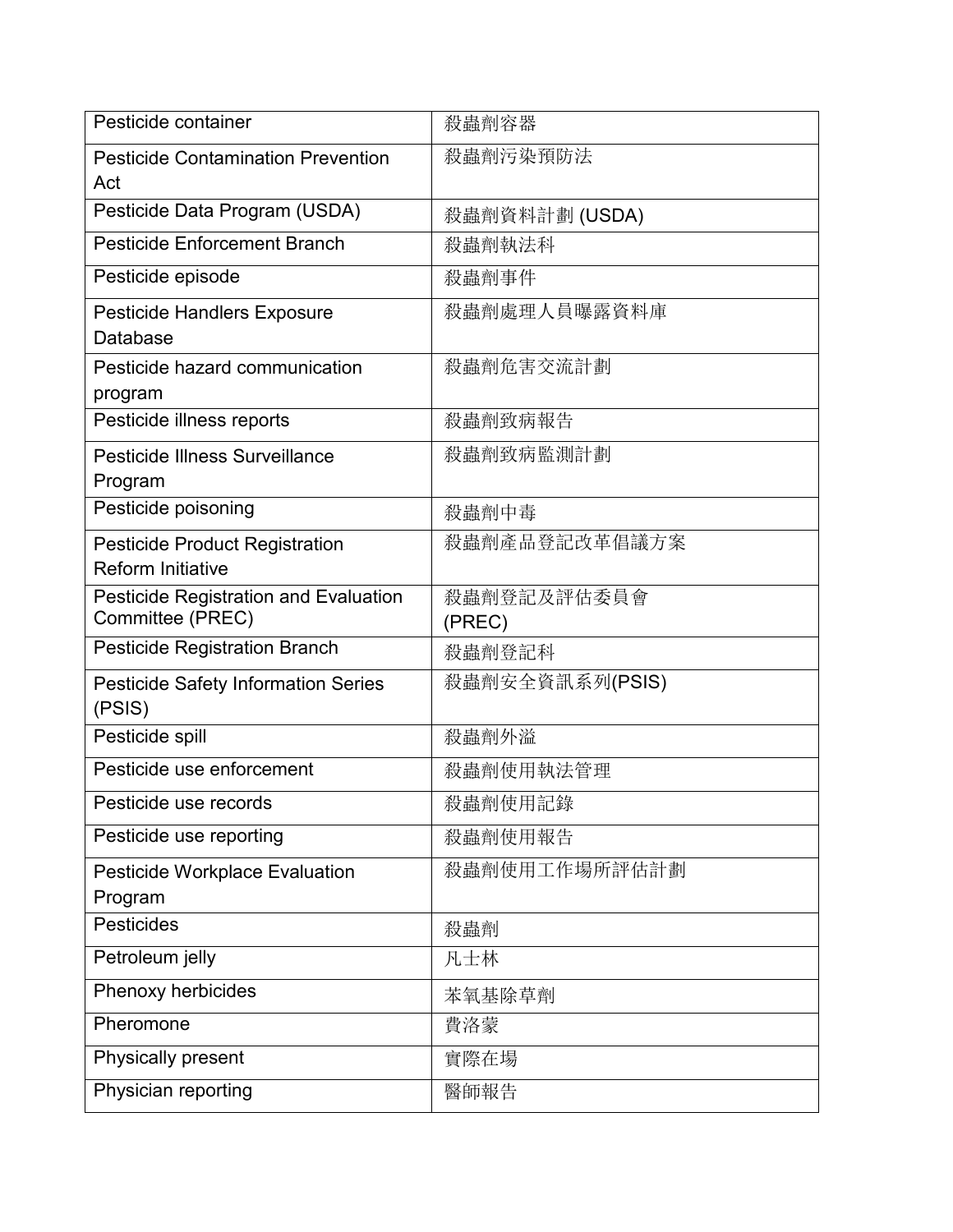| Pesticide container | 殺蟲劑容器 |
|---|---|
| Pesticide Contamination Prevention Act | 殺蟲劑污染預防法 |
| Pesticide Data Program (USDA) | 殺蟲劑資料計劃 (USDA) |
| Pesticide Enforcement Branch | 殺蟲劑執法科 |
| Pesticide episode | 殺蟲劑事件 |
| Pesticide Handlers Exposure Database | 殺蟲劑處理人員曝露資料庫 |
| Pesticide hazard communication program | 殺蟲劑危害交流計劃 |
| Pesticide illness reports | 殺蟲劑致病報告 |
| Pesticide Illness Surveillance Program | 殺蟲劑致病監測計劃 |
| Pesticide poisoning | 殺蟲劑中毒 |
| Pesticide Product Registration Reform Initiative | 殺蟲劑產品登記改革倡議方案 |
| Pesticide Registration and Evaluation Committee (PREC) | 殺蟲劑登記及評估委員會 (PREC) |
| Pesticide Registration Branch | 殺蟲劑登記科 |
| Pesticide Safety Information Series (PSIS) | 殺蟲劑安全資訊系列(PSIS) |
| Pesticide spill | 殺蟲劑外溢 |
| Pesticide use enforcement | 殺蟲劑使用執法管理 |
| Pesticide use records | 殺蟲劑使用記錄 |
| Pesticide use reporting | 殺蟲劑使用報告 |
| Pesticide Workplace Evaluation Program | 殺蟲劑使用工作場所評估計劃 |
| Pesticides | 殺蟲劑 |
| Petroleum jelly | 凡士林 |
| Phenoxy herbicides | 苯氧基除草劑 |
| Pheromone | 費洛蒙 |
| Physically present | 實際在場 |
| Physician reporting | 醫師報告 |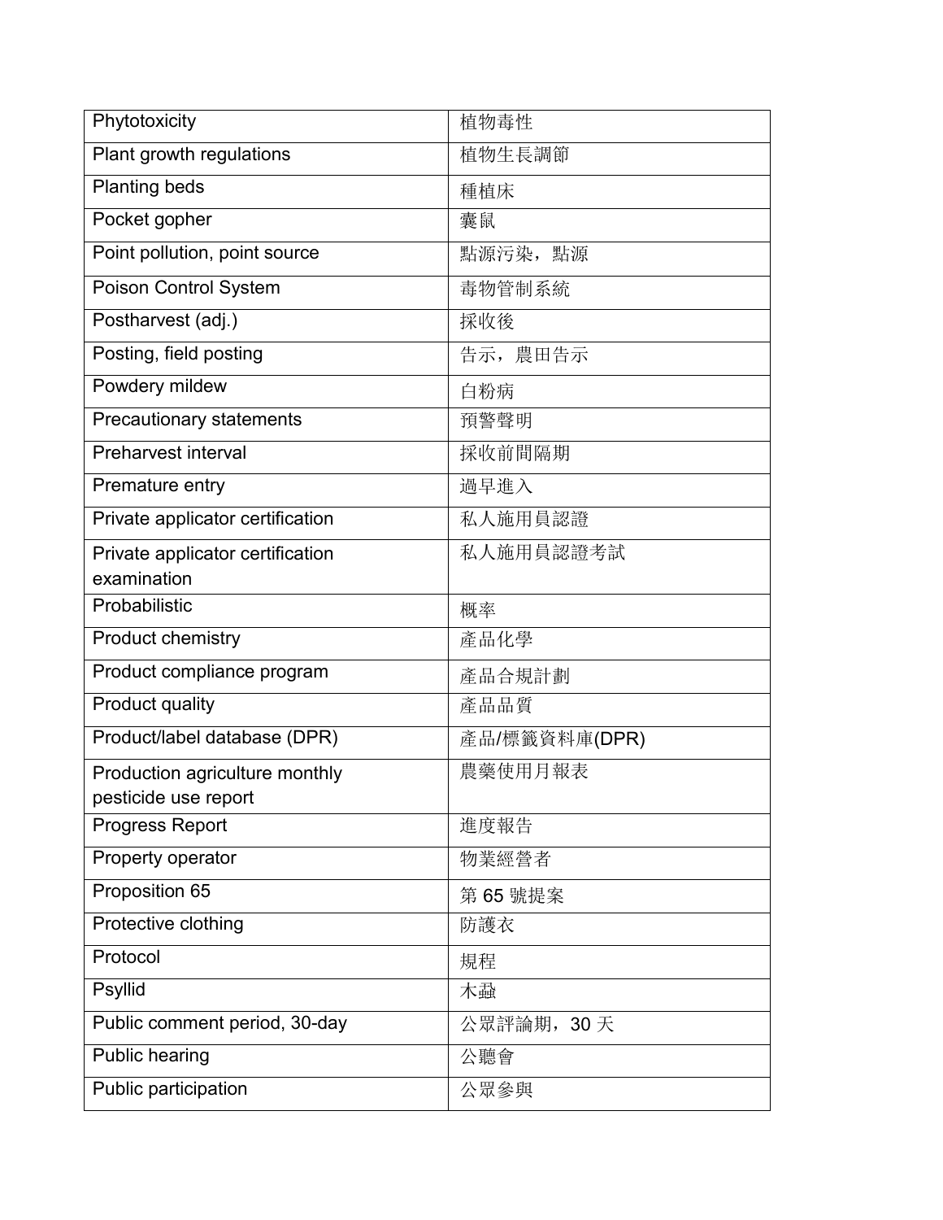| Phytotoxicity | 植物毒性 |
|---|---|
| Plant growth regulations | 植物生長調節 |
| Planting beds | 種植床 |
| Pocket gopher | 囊鼠 |
| Point pollution, point source | 點源污染，點源 |
| Poison Control System | 毒物管制系統 |
| Postharvest (adj.) | 採收後 |
| Posting, field posting | 告示，農田告示 |
| Powdery mildew | 白粉病 |
| Precautionary statements | 預警聲明 |
| Preharvest interval | 採收前間隔期 |
| Premature entry | 過早進入 |
| Private applicator certification | 私人施用員認證 |
| Private applicator certification examination | 私人施用員認證考試 |
| Probabilistic | 概率 |
| Product chemistry | 產品化學 |
| Product compliance program | 產品合規計劃 |
| Product quality | 產品品質 |
| Product/label database (DPR) | 產品/標籤資料庫(DPR) |
| Production agriculture monthly pesticide use report | 農藥使用月報表 |
| Progress Report | 進度報告 |
| Property operator | 物業經營者 |
| Proposition 65 | 第 65 號提案 |
| Protective clothing | 防護衣 |
| Protocol | 規程 |
| Psyllid | 木蝨 |
| Public comment period, 30-day | 公眾評論期，30 天 |
| Public hearing | 公聽會 |
| Public participation | 公眾參與 |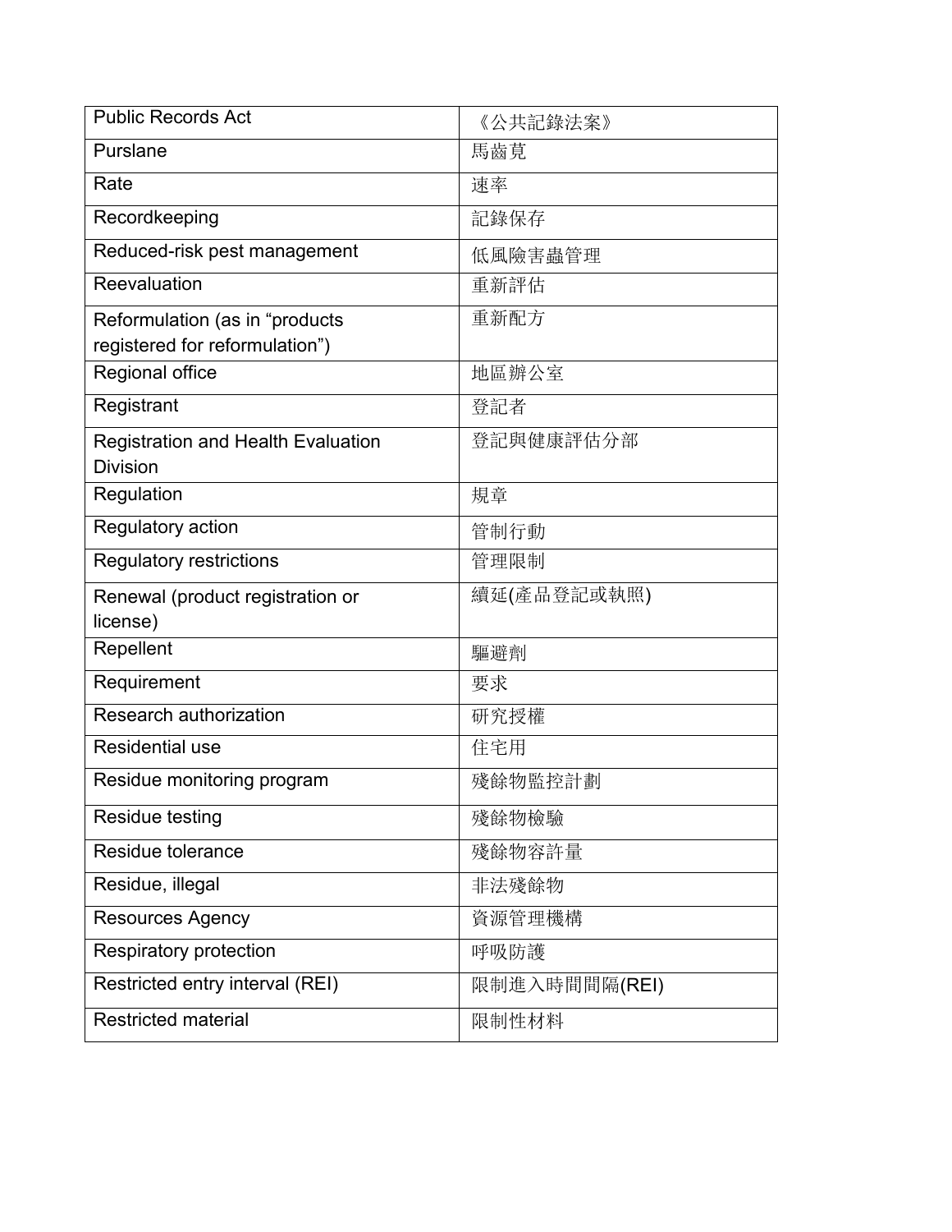| Public Records Act | 《公共記錄法案》 |
|---|---|
| Purslane | 馬齒莧 |
| Rate | 速率 |
| Recordkeeping | 記錄保存 |
| Reduced-risk pest management | 低風險害蟲管理 |
| Reevaluation | 重新評估 |
| Reformulation (as in “products registered for reformulation”) | 重新配方 |
| Regional office | 地區辦公室 |
| Registrant | 登記者 |
| Registration and Health Evaluation Division | 登記與健康評估分部 |
| Regulation | 規章 |
| Regulatory action | 管制行動 |
| Regulatory restrictions | 管理限制 |
| Renewal (product registration or license) | 續延(產品登記或執照) |
| Repellent | 驅避劑 |
| Requirement | 要求 |
| Research authorization | 研究授權 |
| Residential use | 住宅用 |
| Residue monitoring program | 殘餘物監控計劃 |
| Residue testing | 殘餘物檢驗 |
| Residue tolerance | 殘餘物容許量 |
| Residue, illegal | 非法殘餘物 |
| Resources Agency | 資源管理機構 |
| Respiratory protection | 呼吸防護 |
| Restricted entry interval (REI) | 限制進入時間間隔(REI) |
| Restricted material | 限制性材料 |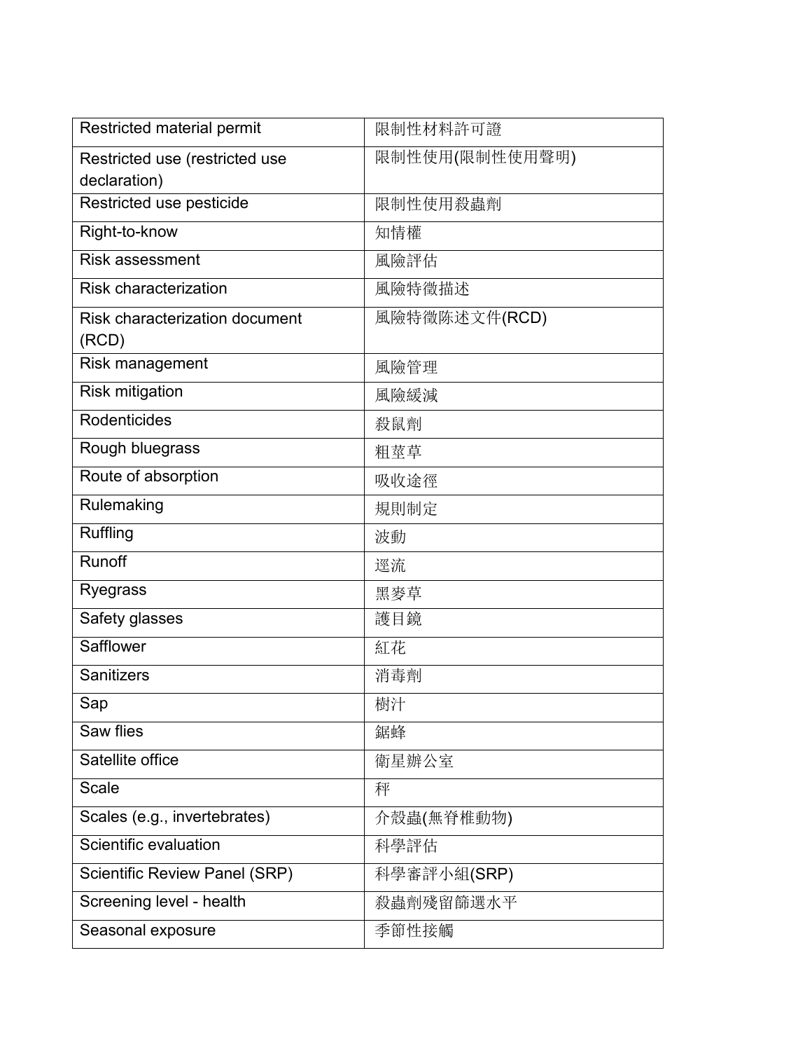| Restricted material permit | 限制性材料許可證 |
|---|---|
| Restricted use (restricted use declaration) | 限制性使用(限制性使用聲明) |
| Restricted use pesticide | 限制性使用殺蟲劑 |
| Right-to-know | 知情權 |
| Risk assessment | 風險評估 |
| Risk characterization | 風險特徵描述 |
| Risk characterization document (RCD) | 風險特徵陈述文件(RCD) |
| Risk management | 風險管理 |
| Risk mitigation | 風險緩減 |
| Rodenticides | 殺鼠劑 |
| Rough bluegrass | 粗莖草 |
| Route of absorption | 吸收途徑 |
| Rulemaking | 規則制定 |
| Ruffling | 波動 |
| Runoff | 逕流 |
| Ryegrass | 黑麥草 |
| Safety glasses | 護目鏡 |
| Safflower | 紅花 |
| Sanitizers | 消毒劑 |
| Sap | 樹汁 |
| Saw flies | 鋸蜂 |
| Satellite office | 衛星辦公室 |
| Scale | 秤 |
| Scales (e.g., invertebrates) | 介殼蟲(無脊椎動物) |
| Scientific evaluation | 科學評估 |
| Scientific Review Panel (SRP) | 科學審評小組(SRP) |
| Screening level - health | 殺蟲劑殘留篩選水平 |
| Seasonal exposure | 季節性接觸 |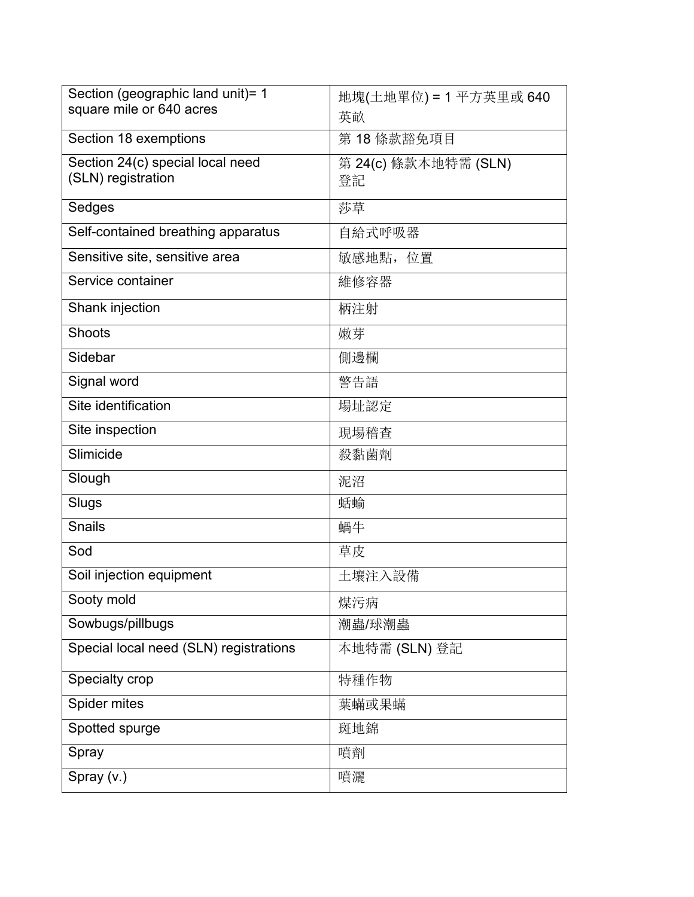| Section (geographic land unit)= 1 square mile or 640 acres | 地塊(土地單位) = 1 平方英里或 640 英畝 |
|---|---|
| Section 18 exemptions | 第 18 條款豁免項目 |
| Section 24(c) special local need (SLN) registration | 第 24(c) 條款本地特需 (SLN) 登記 |
| Sedges | 莎草 |
| Self-contained breathing apparatus | 自給式呼吸器 |
| Sensitive site, sensitive area | 敏感地點，位置 |
| Service container | 維修容器 |
| Shank injection | 柄注射 |
| Shoots | 嫩芽 |
| Sidebar | 側邊欄 |
| Signal word | 警告語 |
| Site identification | 場址認定 |
| Site inspection | 現場稽查 |
| Slimicide | 殺黏菌劑 |
| Slough | 泥沼 |
| Slugs | 蛞蝓 |
| Snails | 蝸牛 |
| Sod | 草皮 |
| Soil injection equipment | 土壤注入設備 |
| Sooty mold | 煤污病 |
| Sowbugs/pillbugs | 潮蟲/球潮蟲 |
| Special local need (SLN) registrations | 本地特需 (SLN) 登記 |
| Specialty crop | 特種作物 |
| Spider mites | 葉蟎或果蟎 |
| Spotted spurge | 斑地錦 |
| Spray | 噴劑 |
| Spray (v.) | 噴灑 |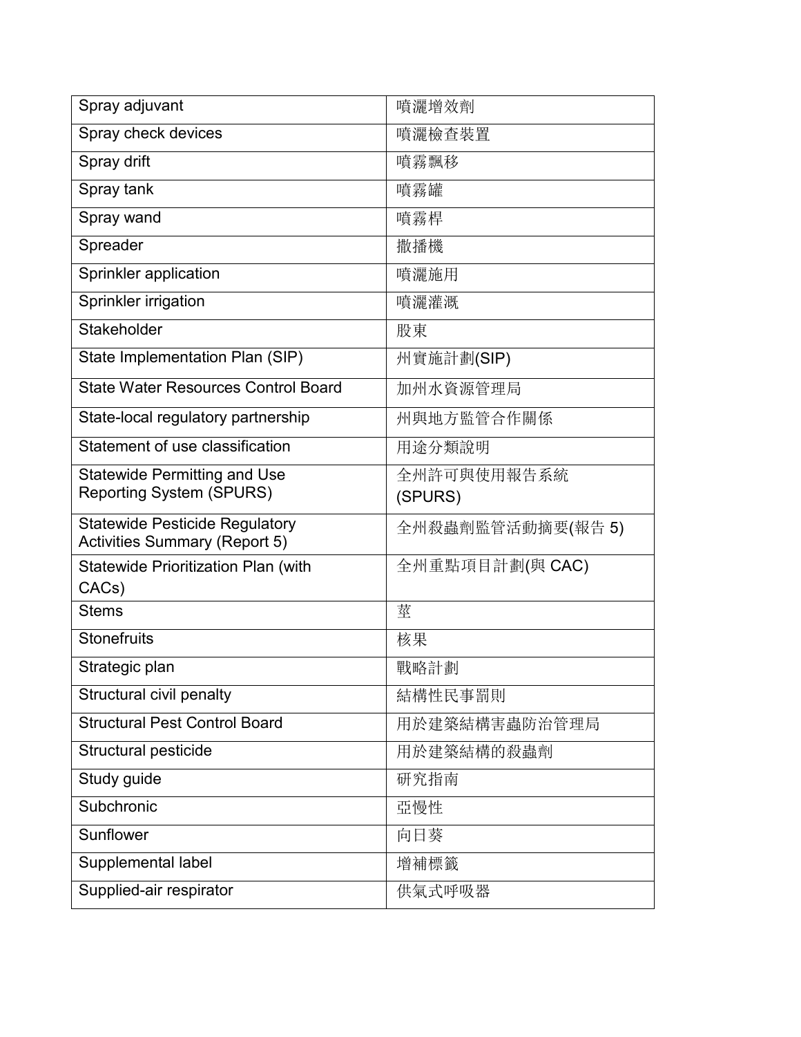| Spray adjuvant | 噴灑增效劑 |
|---|---|
| Spray check devices | 噴灑檢查裝置 |
| Spray drift | 噴霧飄移 |
| Spray tank | 噴霧罐 |
| Spray wand | 噴霧桿 |
| Spreader | 撒播機 |
| Sprinkler application | 噴灑施用 |
| Sprinkler irrigation | 噴灑灌溉 |
| Stakeholder | 股東 |
| State Implementation Plan (SIP) | 州實施計劃(SIP) |
| State Water Resources Control Board | 加州水資源管理局 |
| State-local regulatory partnership | 州與地方監管合作關係 |
| Statement of use classification | 用途分類說明 |
| Statewide Permitting and Use Reporting System (SPURS) | 全州許可與使用報告系統 (SPURS) |
| Statewide Pesticide Regulatory Activities Summary (Report 5) | 全州殺蟲劑監管活動摘要(報告 5) |
| Statewide Prioritization Plan (with CACs) | 全州重點項目計劃(與 CAC) |
| Stems | 莖 |
| Stonefruits | 核果 |
| Strategic plan | 戰略計劃 |
| Structural civil penalty | 結構性民事罰則 |
| Structural Pest Control Board | 用於建築結構害蟲防治管理局 |
| Structural pesticide | 用於建築結構的殺蟲劑 |
| Study guide | 研究指南 |
| Subchronic | 亞慢性 |
| Sunflower | 向日葵 |
| Supplemental label | 增補標籤 |
| Supplied-air respirator | 供氣式呼吸器 |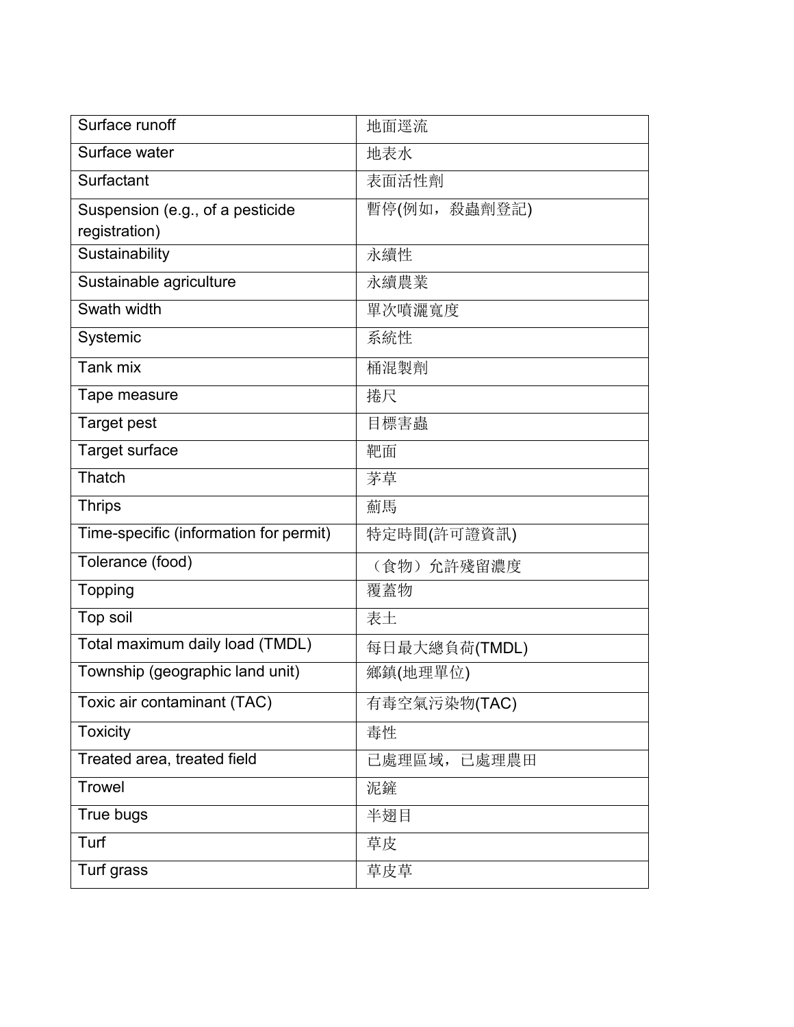| Surface runoff | 地面逕流 |
| --- | --- |
| Surface water | 地表水 |
| Surfactant | 表面活性劑 |
| Suspension (e.g., of a pesticide registration) | 暫停(例如，殺蟲劑登記) |
| Sustainability | 永續性 |
| Sustainable agriculture | 永續農業 |
| Swath width | 單次噴灑寬度 |
| Systemic | 系統性 |
| Tank mix | 桶混製劑 |
| Tape measure | 捲尺 |
| Target pest | 目標害蟲 |
| Target surface | 靶面 |
| Thatch | 茅草 |
| Thrips | 薊馬 |
| Time-specific (information for permit) | 特定時間(許可證資訊) |
| Tolerance (food) | （食物）允許殘留濃度 |
| Topping | 覆蓋物 |
| Top soil | 表土 |
| Total maximum daily load (TMDL) | 每日最大總負荷(TMDL) |
| Township (geographic land unit) | 鄉鎮(地理單位) |
| Toxic air contaminant (TAC) | 有毒空氣污染物(TAC) |
| Toxicity | 毒性 |
| Treated area, treated field | 已處理區域，已處理農田 |
| Trowel | 泥鏟 |
| True bugs | 半翅目 |
| Turf | 草皮 |
| Turf grass | 草皮草 |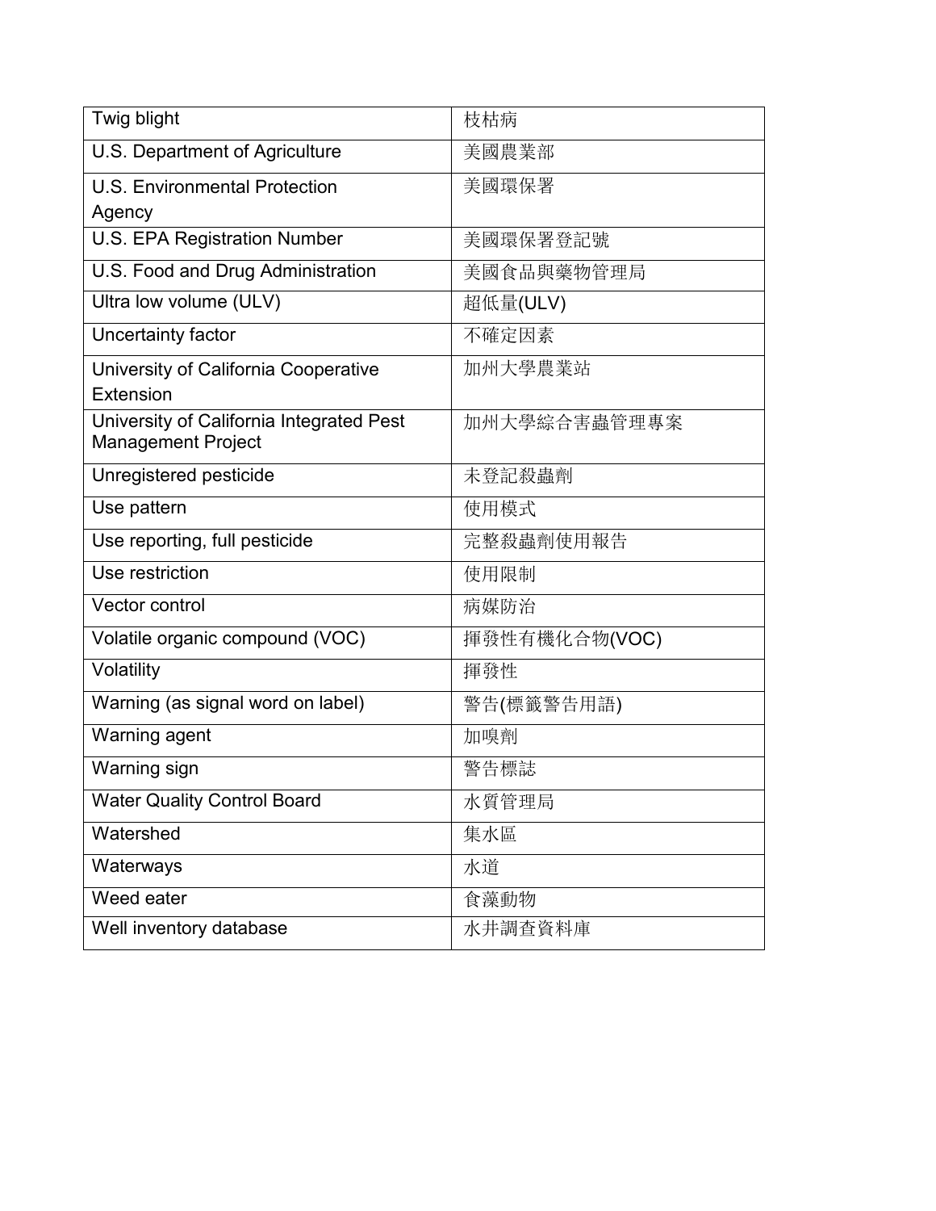| Twig blight | 枝枯病 |
|---|---|
| U.S. Department of Agriculture | 美國農業部 |
| U.S. Environmental Protection Agency | 美國環保署 |
| U.S. EPA Registration Number | 美國環保署登記號 |
| U.S. Food and Drug Administration | 美國食品與藥物管理局 |
| Ultra low volume (ULV) | 超低量(ULV) |
| Uncertainty factor | 不確定因素 |
| University of California Cooperative Extension | 加州大學農業站 |
| University of California Integrated Pest Management Project | 加州大學綜合害蟲管理專案 |
| Unregistered pesticide | 未登記殺蟲劑 |
| Use pattern | 使用模式 |
| Use reporting, full pesticide | 完整殺蟲劑使用報告 |
| Use restriction | 使用限制 |
| Vector control | 病媒防治 |
| Volatile organic compound (VOC) | 揮發性有機化合物(VOC) |
| Volatility | 揮發性 |
| Warning (as signal word on label) | 警告(標籤警告用語) |
| Warning agent | 加嗅劑 |
| Warning sign | 警告標誌 |
| Water Quality Control Board | 水質管理局 |
| Watershed | 集水區 |
| Waterways | 水道 |
| Weed eater | 食藻動物 |
| Well inventory database | 水井調查資料庫 |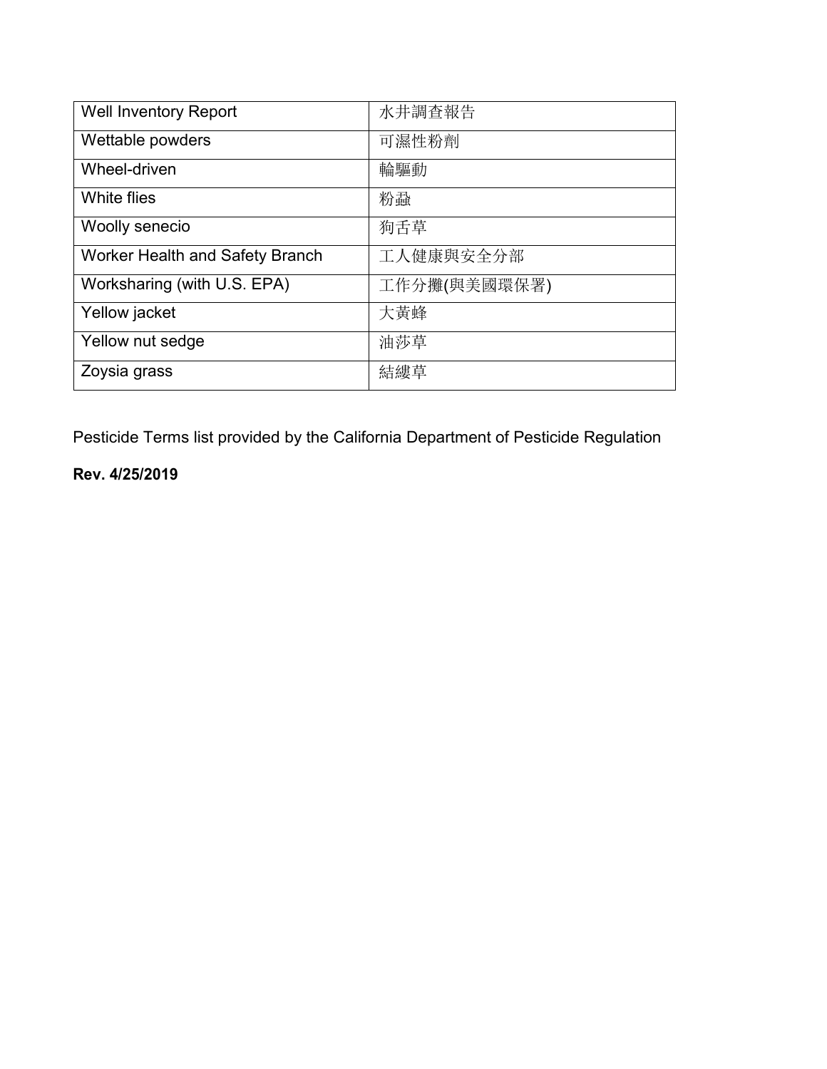| | |
|---|---|
| Well Inventory Report | 水井調查報告 |
| Wettable powders | 可濕性粉劑 |
| Wheel-driven | 輪驅動 |
| White flies | 粉蝨 |
| Woolly senecio | 狗舌草 |
| Worker Health and Safety Branch | 工人健康與安全分部 |
| Worksharing (with U.S. EPA) | 工作分攤(與美國環保署) |
| Yellow jacket | 大黃蜂 |
| Yellow nut sedge | 油莎草 |
| Zoysia grass | 結縷草 |

Pesticide Terms list provided by the California Department of Pesticide Regulation

**Rev. 4/25/2019**